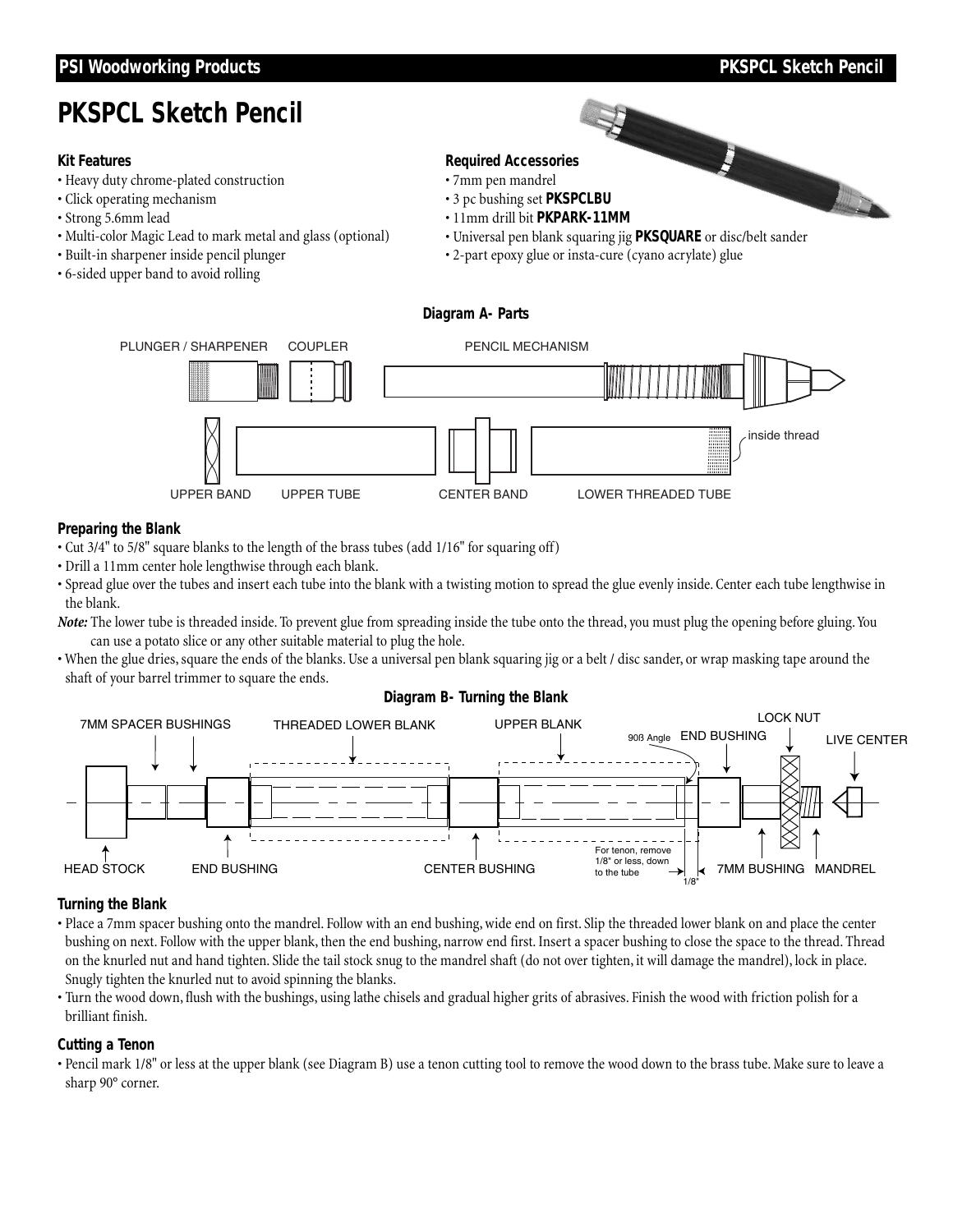# PKSPCL Sketch Pencil

### Kit Features

- Heavy duty chrome-plated construction
- Click operating mechanism
- Strong 5.6mm lead
- Multi-color Magic Lead to mark metal and glass (optional)
- Built-in sharpener inside pencil plunger
- 6-sided upper band to avoid rolling

### Required Accessories

- 7mm pen mandrel
- 3 pc bushing set **PKSPCLBU**
- 11mm drill bit **PKPARK-11MM**
- Universal pen blank squaring jig **PKSQUARE** or disc/belt sander
- 2-part epoxy glue or insta-cure (cyano acrylate) glue

**Diagram A- Parts**

PLUNGER / SHARPENER, COUPLER, PENCIL MECHANISM, UPPER BAND, UPPER TUBE, CENTER BAND, LOWER THREADED TUBE, inside thread

### Preparing the Blank

- Cut 3/4" to 5/8" square blanks to the length of the brass tubes (add 1/16" for squaring off)
- Drill a 11mm center hole lengthwise through each blank.
- Spread glue over the tubes and insert each tube into the blank with a twisting motion to spread the glue evenly inside. Center each tube lengthwise in the blank.

*Note:* The lower tube is threaded inside. To prevent glue from spreading inside the tube onto the thread, you must plug the opening before gluing. You can use a potato slice or any other suitable material to plug the hole.

- When the glue dries, square the ends of the blanks. Use a universal pen blank squaring jig or a belt / disc sander, or wrap masking tape around the shaft of your barrel trimmer to square the ends.

**Diagram B- Turning the Blank**

7MM SPACER BUSHINGS, THREADED LOWER BLANK, UPPER BLANK, 90ß Angle, END BUSHING, LOCK NUT, LIVE CENTER, HEAD STOCK, END BUSHING, CENTER BUSHING, For tenon, remove 1/8" or less, down to the tube, 1/8", 7MM BUSHING, MANDREL

### Turning the Blank

- Place a 7mm spacer bushing onto the mandrel. Follow with an end bushing, wide end on first. Slip the threaded lower blank on and place the center bushing on next. Follow with the upper blank, then the end bushing, narrow end first. Insert a spacer bushing to close the space to the thread. Thread on the knurled nut and hand tighten. Slide the tail stock snug to the mandrel shaft (do not over tighten, it will damage the mandrel), lock in place. Snugly tighten the knurled nut to avoid spinning the blanks.
- Turn the wood down, flush with the bushings, using lathe chisels and gradual higher grits of abrasives. Finish the wood with friction polish for a brilliant finish.

### Cutting a Tenon

- Pencil mark 1/8" or less at the upper blank (see Diagram B) use a tenon cutting tool to remove the wood down to the brass tube. Make sure to leave a sharp 90° corner.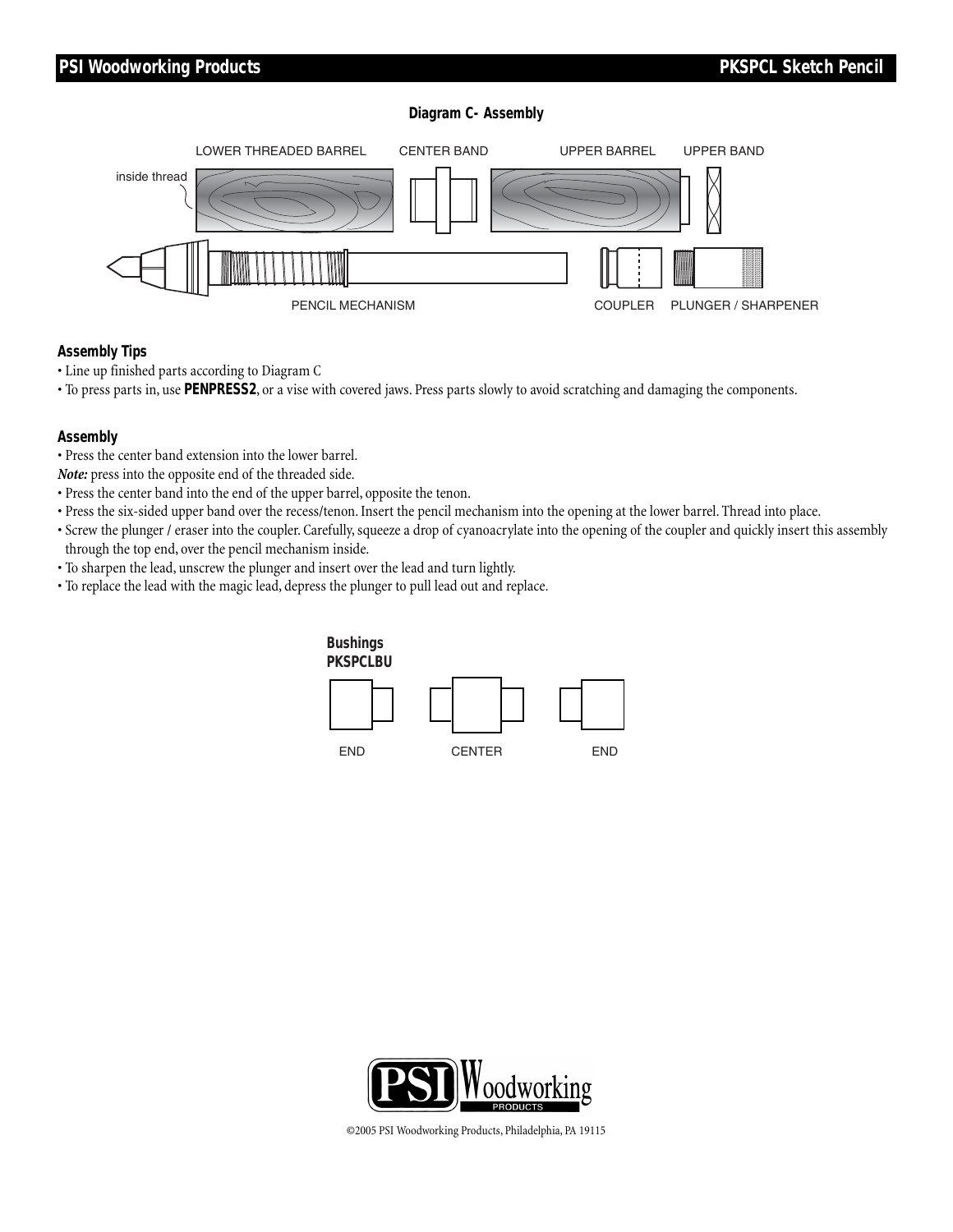**Diagram C- Assembly**

LOWER THREADED BARREL
CENTER BAND
UPPER BARREL
UPPER BAND
inside thread
PENCIL MECHANISM
COUPLER
PLUNGER / SHARPENER

### Assembly Tips

- Line up finished parts according to Diagram C
- To press parts in, use **PENPRESS2**, or a vise with covered jaws. Press parts slowly to avoid scratching and damaging the components.

### Assembly

- Press the center band extension into the lower barrel.

***Note:*** press into the opposite end of the threaded side.

- Press the center band into the end of the upper barrel, opposite the tenon.
- Press the six-sided upper band over the recess/tenon. Insert the pencil mechanism into the opening at the lower barrel. Thread into place.
- Screw the plunger / eraser into the coupler. Carefully, squeeze a drop of cyanoacrylate into the opening of the coupler and quickly insert this assembly through the top end, over the pencil mechanism inside.
- To sharpen the lead, unscrew the plunger and insert over the lead and turn lightly.
- To replace the lead with the magic lead, depress the plunger to pull lead out and replace.

**Bushings**
**PKSPCLBU**

END
CENTER
END

©2005 PSI Woodworking Products, Philadelphia, PA 19115